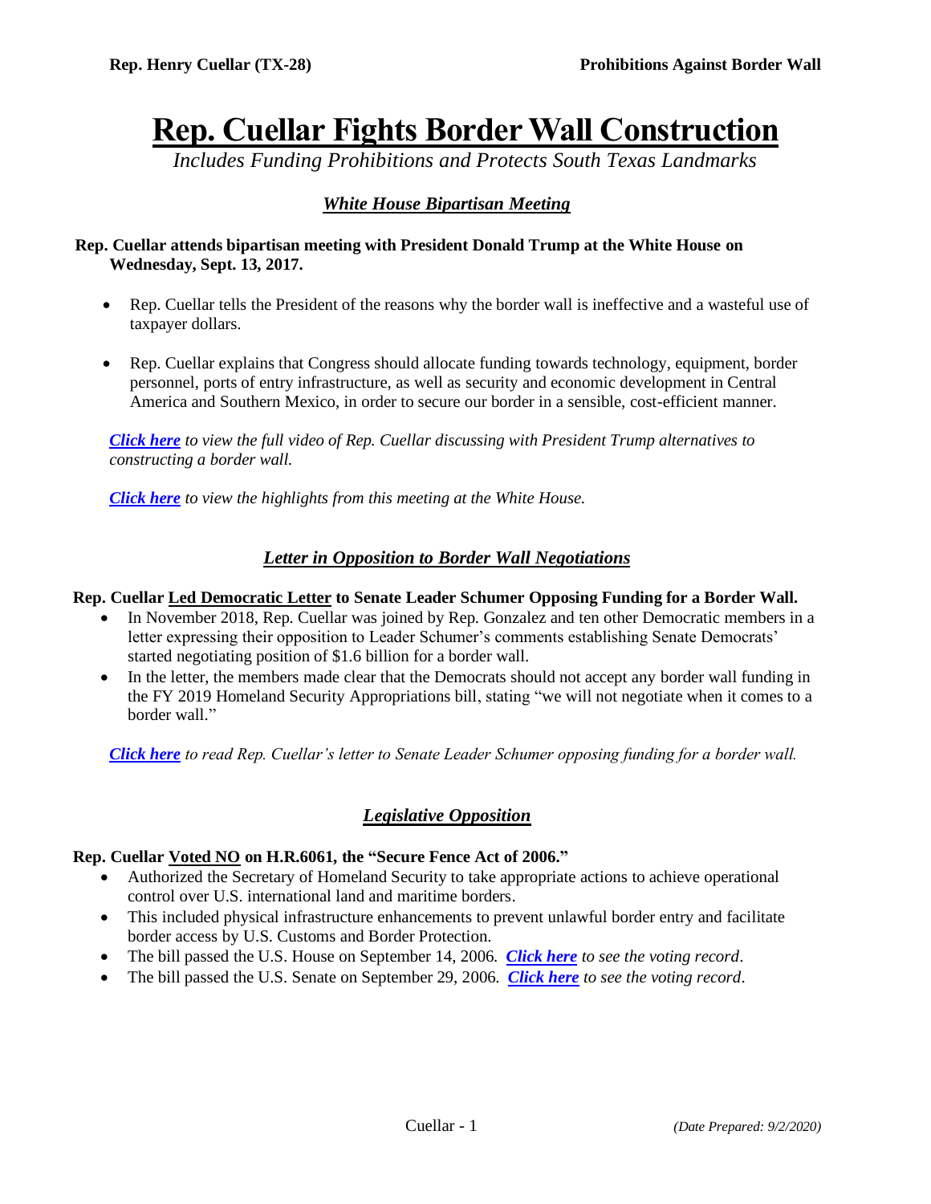# Rep. Cuellar Fights Border Wall Construction

*Includes Funding Prohibitions and Protects South Texas Landmarks*

## *White House Bipartisan Meeting*

**Rep. Cuellar attends bipartisan meeting with President Donald Trump at the White House on Wednesday, Sept. 13, 2017.**

- Rep. Cuellar tells the President of the reasons why the border wall is ineffective and a wasteful use of taxpayer dollars.
- Rep. Cuellar explains that Congress should allocate funding towards technology, equipment, border personnel, ports of entry infrastructure, as well as security and economic development in Central America and Southern Mexico, in order to secure our border in a sensible, cost-efficient manner.

***Click here*** *to view the full video of Rep. Cuellar discussing with President Trump alternatives to constructing a border wall.*

***Click here*** *to view the highlights from this meeting at the White House.*

## *Letter in Opposition to Border Wall Negotiations*

**Rep. Cuellar Led Democratic Letter to Senate Leader Schumer Opposing Funding for a Border Wall.**

- In November 2018, Rep. Cuellar was joined by Rep. Gonzalez and ten other Democratic members in a letter expressing their opposition to Leader Schumer's comments establishing Senate Democrats' started negotiating position of $1.6 billion for a border wall.
- In the letter, the members made clear that the Democrats should not accept any border wall funding in the FY 2019 Homeland Security Appropriations bill, stating "we will not negotiate when it comes to a border wall."

***Click here*** *to read Rep. Cuellar's letter to Senate Leader Schumer opposing funding for a border wall.*

## *Legislative Opposition*

**Rep. Cuellar Voted NO on H.R.6061, the "Secure Fence Act of 2006."**

- Authorized the Secretary of Homeland Security to take appropriate actions to achieve operational control over U.S. international land and maritime borders.
- This included physical infrastructure enhancements to prevent unlawful border entry and facilitate border access by U.S. Customs and Border Protection.
- The bill passed the U.S. House on September 14, 2006. ***Click here*** *to see the voting record*.
- The bill passed the U.S. Senate on September 29, 2006. ***Click here*** *to see the voting record*.

*(Date Prepared: 9/2/2020)*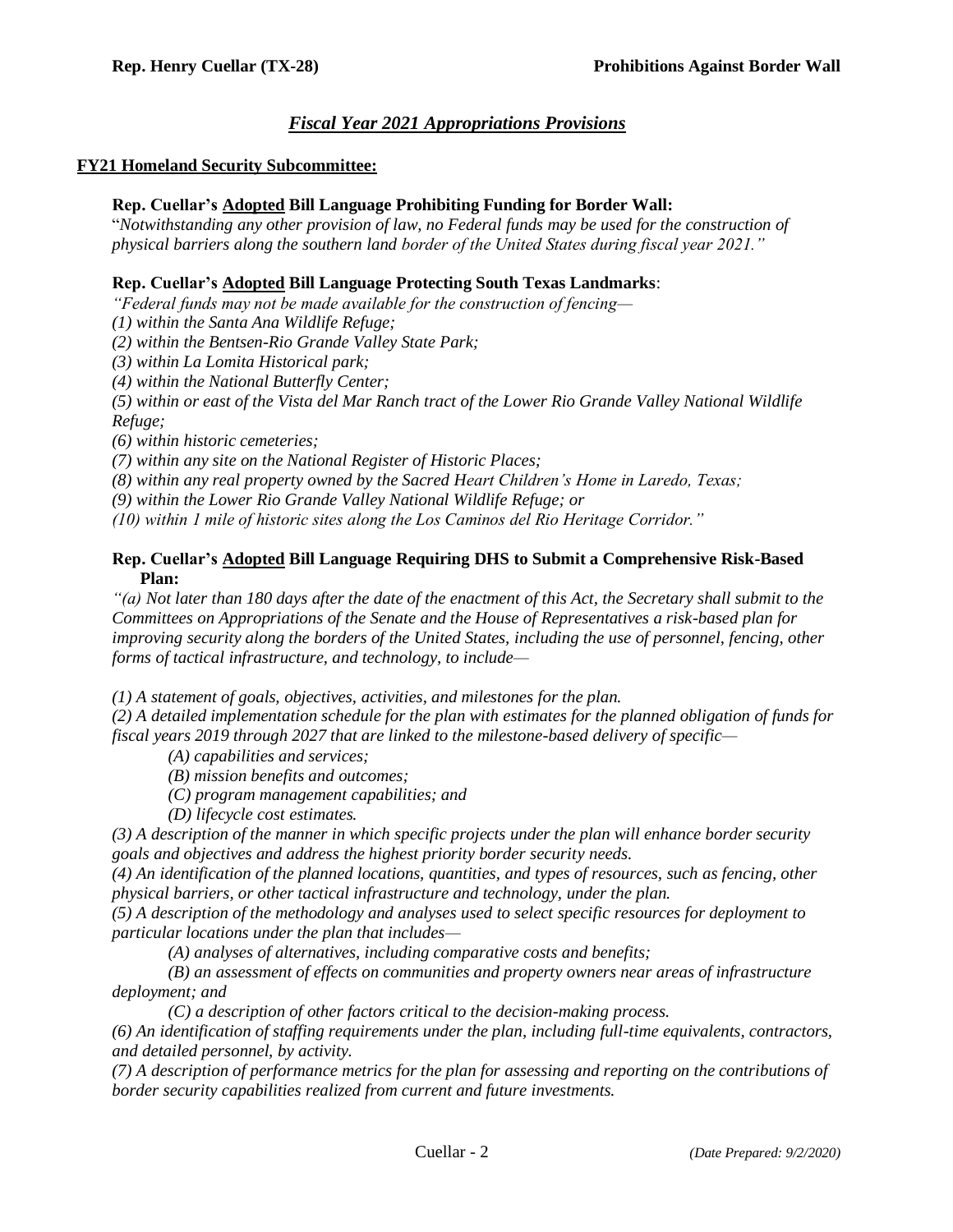## *Fiscal Year 2021 Appropriations Provisions*

### FY21 Homeland Security Subcommittee:

**Rep. Cuellar's Adopted Bill Language Prohibiting Funding for Border Wall:**

"*Notwithstanding any other provision of law, no Federal funds may be used for the construction of physical barriers along the southern land border of the United States during fiscal year 2021."*

**Rep. Cuellar's Adopted Bill Language Protecting South Texas Landmarks**:

*"Federal funds may not be made available for the construction of fencing—*
*(1) within the Santa Ana Wildlife Refuge;*
*(2) within the Bentsen-Rio Grande Valley State Park;*
*(3) within La Lomita Historical park;*
*(4) within the National Butterfly Center;*
*(5) within or east of the Vista del Mar Ranch tract of the Lower Rio Grande Valley National Wildlife Refuge;*
*(6) within historic cemeteries;*
*(7) within any site on the National Register of Historic Places;*
*(8) within any real property owned by the Sacred Heart Children's Home in Laredo, Texas;*
*(9) within the Lower Rio Grande Valley National Wildlife Refuge; or*
*(10) within 1 mile of historic sites along the Los Caminos del Rio Heritage Corridor."*

**Rep. Cuellar's Adopted Bill Language Requiring DHS to Submit a Comprehensive Risk-Based Plan:**

*"(a) Not later than 180 days after the date of the enactment of this Act, the Secretary shall submit to the Committees on Appropriations of the Senate and the House of Representatives a risk-based plan for improving security along the borders of the United States, including the use of personnel, fencing, other forms of tactical infrastructure, and technology, to include—*

*(1) A statement of goals, objectives, activities, and milestones for the plan.*
*(2) A detailed implementation schedule for the plan with estimates for the planned obligation of funds for fiscal years 2019 through 2027 that are linked to the milestone-based delivery of specific—*
*(A) capabilities and services;*
*(B) mission benefits and outcomes;*
*(C) program management capabilities; and*
*(D) lifecycle cost estimates.*
*(3) A description of the manner in which specific projects under the plan will enhance border security goals and objectives and address the highest priority border security needs.*
*(4) An identification of the planned locations, quantities, and types of resources, such as fencing, other physical barriers, or other tactical infrastructure and technology, under the plan.*
*(5) A description of the methodology and analyses used to select specific resources for deployment to particular locations under the plan that includes—*
*(A) analyses of alternatives, including comparative costs and benefits;*
*(B) an assessment of effects on communities and property owners near areas of infrastructure deployment; and*
*(C) a description of other factors critical to the decision-making process.*
*(6) An identification of staffing requirements under the plan, including full-time equivalents, contractors, and detailed personnel, by activity.*
*(7) A description of performance metrics for the plan for assessing and reporting on the contributions of border security capabilities realized from current and future investments.*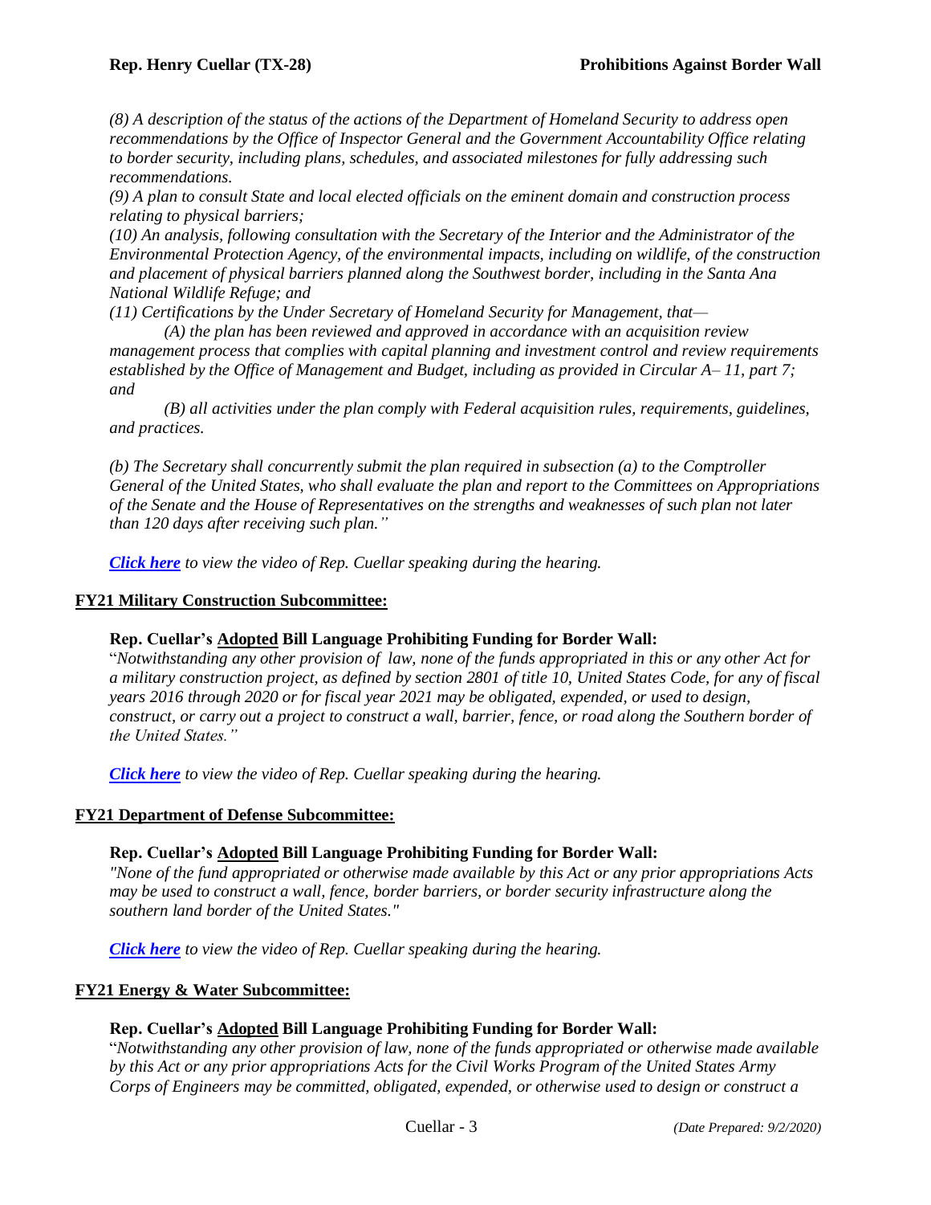*(8) A description of the status of the actions of the Department of Homeland Security to address open recommendations by the Office of Inspector General and the Government Accountability Office relating to border security, including plans, schedules, and associated milestones for fully addressing such recommendations.*
*(9) A plan to consult State and local elected officials on the eminent domain and construction process relating to physical barriers;*
*(10) An analysis, following consultation with the Secretary of the Interior and the Administrator of the Environmental Protection Agency, of the environmental impacts, including on wildlife, of the construction and placement of physical barriers planned along the Southwest border, including in the Santa Ana National Wildlife Refuge; and*
*(11) Certifications by the Under Secretary of Homeland Security for Management, that—*

*(A) the plan has been reviewed and approved in accordance with an acquisition review management process that complies with capital planning and investment control and review requirements established by the Office of Management and Budget, including as provided in Circular A– 11, part 7; and*

*(B) all activities under the plan comply with Federal acquisition rules, requirements, guidelines, and practices.*

*(b) The Secretary shall concurrently submit the plan required in subsection (a) to the Comptroller General of the United States, who shall evaluate the plan and report to the Committees on Appropriations of the Senate and the House of Representatives on the strengths and weaknesses of such plan not later than 120 days after receiving such plan."*

***Click here*** *to view the video of Rep. Cuellar speaking during the hearing.*

## FY21 Military Construction Subcommittee:

**Rep. Cuellar's Adopted Bill Language Prohibiting Funding for Border Wall:**
"*Notwithstanding any other provision of law, none of the funds appropriated in this or any other Act for a military construction project, as defined by section 2801 of title 10, United States Code, for any of fiscal years 2016 through 2020 or for fiscal year 2021 may be obligated, expended, or used to design, construct, or carry out a project to construct a wall, barrier, fence, or road along the Southern border of the United States."*

***Click here*** *to view the video of Rep. Cuellar speaking during the hearing.*

## FY21 Department of Defense Subcommittee:

**Rep. Cuellar's Adopted Bill Language Prohibiting Funding for Border Wall:**
*"None of the fund appropriated or otherwise made available by this Act or any prior appropriations Acts may be used to construct a wall, fence, border barriers, or border security infrastructure along the southern land border of the United States."*

***Click here*** *to view the video of Rep. Cuellar speaking during the hearing.*

## FY21 Energy & Water Subcommittee:

**Rep. Cuellar's Adopted Bill Language Prohibiting Funding for Border Wall:**
"*Notwithstanding any other provision of law, none of the funds appropriated or otherwise made available by this Act or any prior appropriations Acts for the Civil Works Program of the United States Army Corps of Engineers may be committed, obligated, expended, or otherwise used to design or construct a*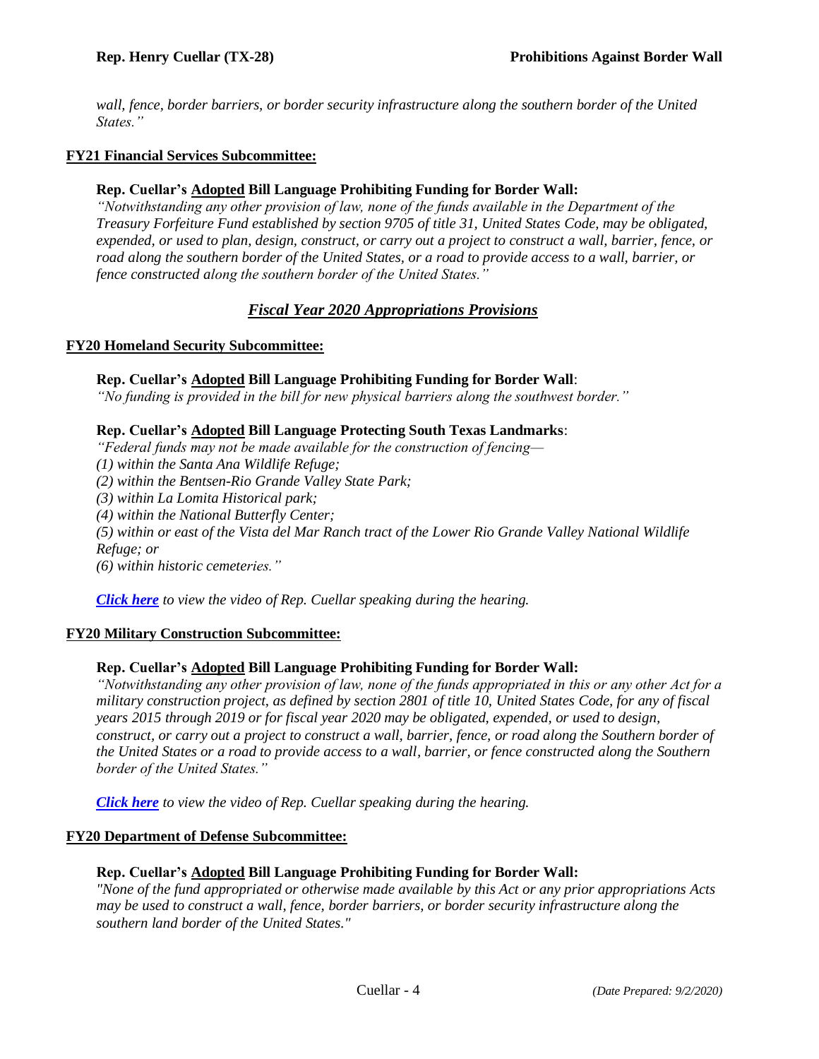*wall, fence, border barriers, or border security infrastructure along the southern border of the United States."*

**FY21 Financial Services Subcommittee:**

**Rep. Cuellar's Adopted Bill Language Prohibiting Funding for Border Wall:**

*"Notwithstanding any other provision of law, none of the funds available in the Department of the Treasury Forfeiture Fund established by section 9705 of title 31, United States Code, may be obligated, expended, or used to plan, design, construct, or carry out a project to construct a wall, barrier, fence, or road along the southern border of the United States, or a road to provide access to a wall, barrier, or fence constructed along the southern border of the United States."*

## *Fiscal Year 2020 Appropriations Provisions*

**FY20 Homeland Security Subcommittee:**

**Rep. Cuellar's Adopted Bill Language Prohibiting Funding for Border Wall**:

*"No funding is provided in the bill for new physical barriers along the southwest border."*

**Rep. Cuellar's Adopted Bill Language Protecting South Texas Landmarks**:

*"Federal funds may not be made available for the construction of fencing—*
*(1) within the Santa Ana Wildlife Refuge;*
*(2) within the Bentsen-Rio Grande Valley State Park;*
*(3) within La Lomita Historical park;*
*(4) within the National Butterfly Center;*
*(5) within or east of the Vista del Mar Ranch tract of the Lower Rio Grande Valley National Wildlife Refuge; or*
*(6) within historic cemeteries."*

***Click here*** *to view the video of Rep. Cuellar speaking during the hearing.*

**FY20 Military Construction Subcommittee:**

**Rep. Cuellar's Adopted Bill Language Prohibiting Funding for Border Wall:**

*"Notwithstanding any other provision of law, none of the funds appropriated in this or any other Act for a military construction project, as defined by section 2801 of title 10, United States Code, for any of fiscal years 2015 through 2019 or for fiscal year 2020 may be obligated, expended, or used to design, construct, or carry out a project to construct a wall, barrier, fence, or road along the Southern border of the United States or a road to provide access to a wall, barrier, or fence constructed along the Southern border of the United States."*

***Click here*** *to view the video of Rep. Cuellar speaking during the hearing.*

**FY20 Department of Defense Subcommittee:**

**Rep. Cuellar's Adopted Bill Language Prohibiting Funding for Border Wall:**

*"None of the fund appropriated or otherwise made available by this Act or any prior appropriations Acts may be used to construct a wall, fence, border barriers, or border security infrastructure along the southern land border of the United States."*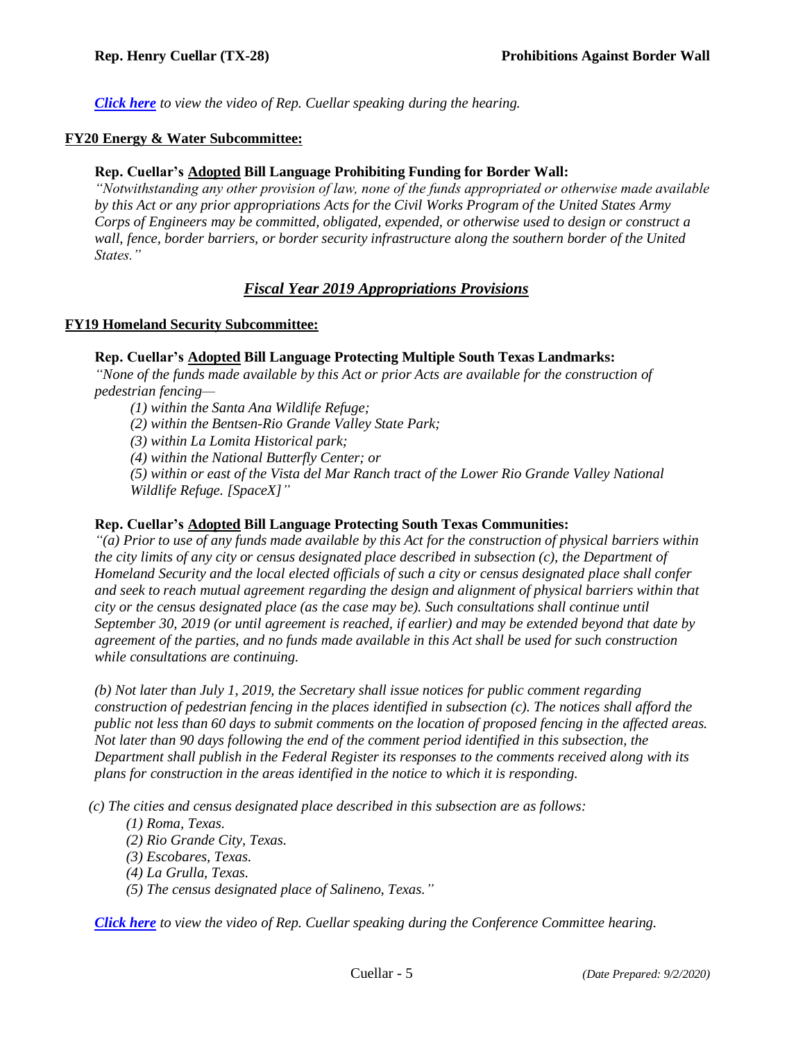*[Click here](#) to view the video of Rep. Cuellar speaking during the hearing.*

**FY20 Energy & Water Subcommittee:**

**Rep. Cuellar's Adopted Bill Language Prohibiting Funding for Border Wall:**

*"Notwithstanding any other provision of law, none of the funds appropriated or otherwise made available by this Act or any prior appropriations Acts for the Civil Works Program of the United States Army Corps of Engineers may be committed, obligated, expended, or otherwise used to design or construct a wall, fence, border barriers, or border security infrastructure along the southern border of the United States."*

## *Fiscal Year 2019 Appropriations Provisions*

**FY19 Homeland Security Subcommittee:**

**Rep. Cuellar's Adopted Bill Language Protecting Multiple South Texas Landmarks:**

*"None of the funds made available by this Act or prior Acts are available for the construction of pedestrian fencing—*

*(1) within the Santa Ana Wildlife Refuge;*
*(2) within the Bentsen-Rio Grande Valley State Park;*
*(3) within La Lomita Historical park;*
*(4) within the National Butterfly Center; or*
*(5) within or east of the Vista del Mar Ranch tract of the Lower Rio Grande Valley National Wildlife Refuge. [SpaceX]"*

**Rep. Cuellar's Adopted Bill Language Protecting South Texas Communities:**

*"(a) Prior to use of any funds made available by this Act for the construction of physical barriers within the city limits of any city or census designated place described in subsection (c), the Department of Homeland Security and the local elected officials of such a city or census designated place shall confer and seek to reach mutual agreement regarding the design and alignment of physical barriers within that city or the census designated place (as the case may be). Such consultations shall continue until September 30, 2019 (or until agreement is reached, if earlier) and may be extended beyond that date by agreement of the parties, and no funds made available in this Act shall be used for such construction while consultations are continuing.*

*(b) Not later than July 1, 2019, the Secretary shall issue notices for public comment regarding construction of pedestrian fencing in the places identified in subsection (c). The notices shall afford the public not less than 60 days to submit comments on the location of proposed fencing in the affected areas. Not later than 90 days following the end of the comment period identified in this subsection, the Department shall publish in the Federal Register its responses to the comments received along with its plans for construction in the areas identified in the notice to which it is responding.*

*(c) The cities and census designated place described in this subsection are as follows:*

*(1) Roma, Texas.*
*(2) Rio Grande City, Texas.*
*(3) Escobares, Texas.*
*(4) La Grulla, Texas.*
*(5) The census designated place of Salineno, Texas."*

*[Click here](#) to view the video of Rep. Cuellar speaking during the Conference Committee hearing.*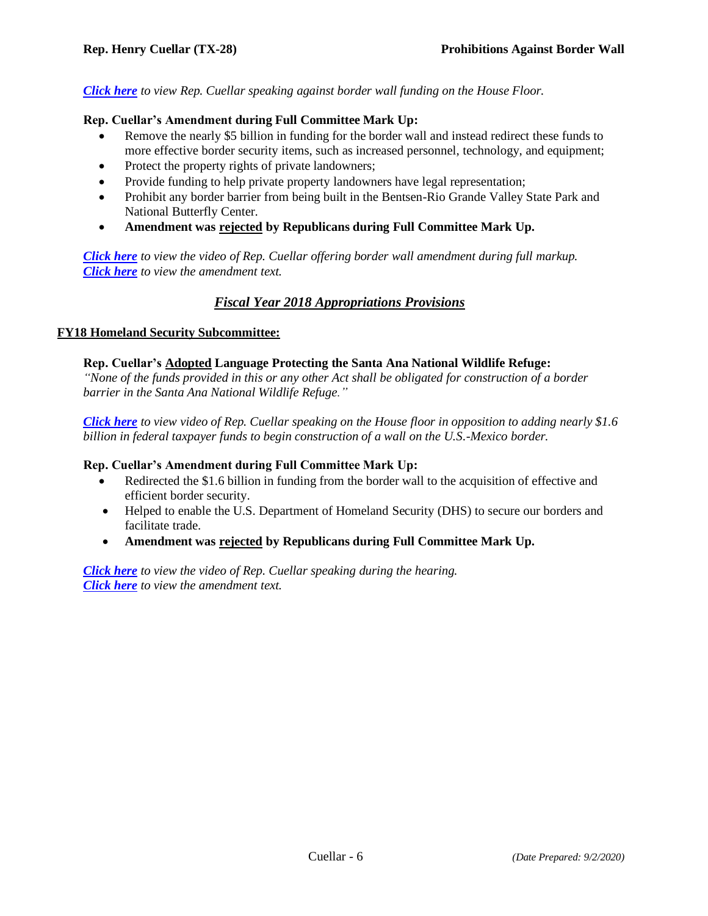***Click here*** *to view Rep. Cuellar speaking against border wall funding on the House Floor.*

**Rep. Cuellar's Amendment during Full Committee Mark Up:**

- Remove the nearly $5 billion in funding for the border wall and instead redirect these funds to more effective border security items, such as increased personnel, technology, and equipment;
- Protect the property rights of private landowners;
- Provide funding to help private property landowners have legal representation;
- Prohibit any border barrier from being built in the Bentsen-Rio Grande Valley State Park and National Butterfly Center.
- **Amendment was rejected by Republicans during Full Committee Mark Up.**

***Click here*** *to view the video of Rep. Cuellar offering border wall amendment during full markup.*
***Click here*** *to view the amendment text.*

## *Fiscal Year 2018 Appropriations Provisions*

### FY18 Homeland Security Subcommittee:

**Rep. Cuellar's Adopted Language Protecting the Santa Ana National Wildlife Refuge:**
*"None of the funds provided in this or any other Act shall be obligated for construction of a border barrier in the Santa Ana National Wildlife Refuge."*

***Click here*** *to view video of Rep. Cuellar speaking on the House floor in opposition to adding nearly $1.6 billion in federal taxpayer funds to begin construction of a wall on the U.S.-Mexico border.*

**Rep. Cuellar's Amendment during Full Committee Mark Up:**

- Redirected the $1.6 billion in funding from the border wall to the acquisition of effective and efficient border security.
- Helped to enable the U.S. Department of Homeland Security (DHS) to secure our borders and facilitate trade.
- **Amendment was rejected by Republicans during Full Committee Mark Up.**

***Click here*** *to view the video of Rep. Cuellar speaking during the hearing.*
***Click here*** *to view the amendment text.*